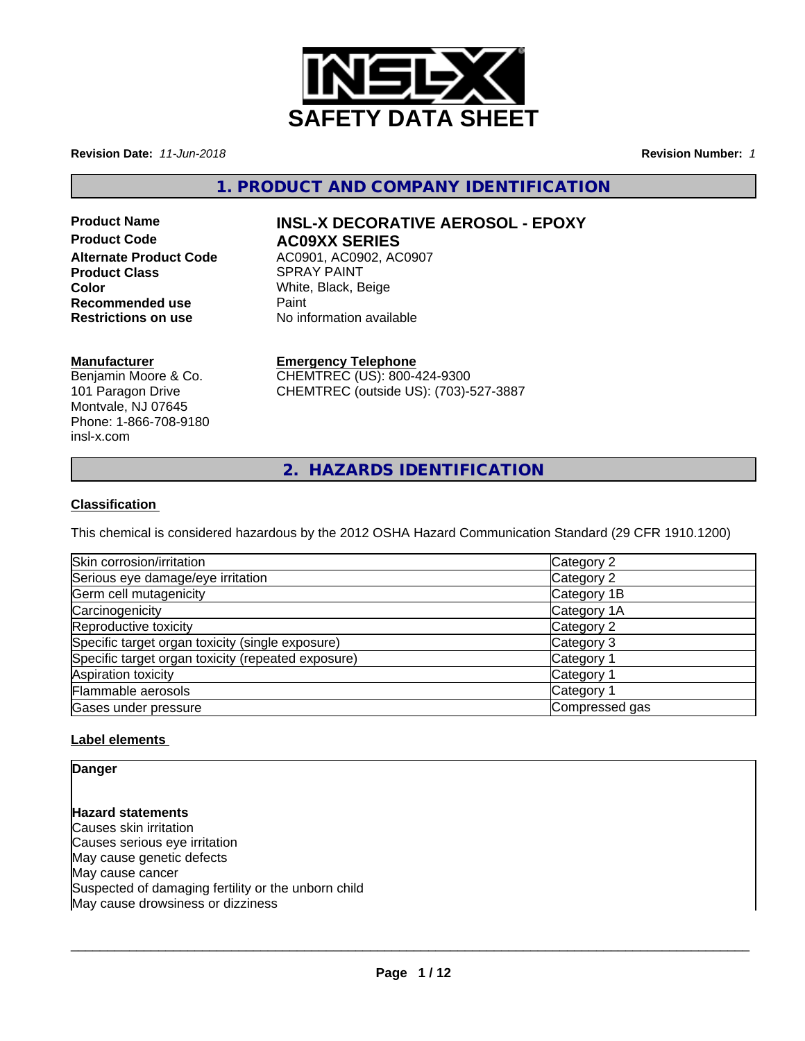# SAFETY DATA SHEET

**Revision Date:** *11-Jun-2018*

**Revision Number:** *1*

## 1. PRODUCT AND COMPANY IDENTIFICATION

**Product Name** — **INSL-X DECORATIVE AEROSOL - EPOXY**
**Product Code** — **AC09XX SERIES**
**Alternate Product Code** — AC0901, AC0902, AC0907
**Product Class** — SPRAY PAINT
**Color** — White, Black, Beige
**Recommended use** — Paint
**Restrictions on use** — No information available

**Manufacturer**
Benjamin Moore & Co.
101 Paragon Drive
Montvale, NJ 07645
Phone: 1-866-708-9180
insl-x.com

**Emergency Telephone**
CHEMTREC (US): 800-424-9300
CHEMTREC (outside US): (703)-527-3887

## 2. HAZARDS IDENTIFICATION

### Classification

This chemical is considered hazardous by the 2012 OSHA Hazard Communication Standard (29 CFR 1910.1200)

| | |
|---|---|
| Skin corrosion/irritation | Category 2 |
| Serious eye damage/eye irritation | Category 2 |
| Germ cell mutagenicity | Category 1B |
| Carcinogenicity | Category 1A |
| Reproductive toxicity | Category 2 |
| Specific target organ toxicity (single exposure) | Category 3 |
| Specific target organ toxicity (repeated exposure) | Category 1 |
| Aspiration toxicity | Category 1 |
| Flammable aerosols | Category 1 |
| Gases under pressure | Compressed gas |

### Label elements

**Danger**

**Hazard statements**
Causes skin irritation
Causes serious eye irritation
May cause genetic defects
May cause cancer
Suspected of damaging fertility or the unborn child
May cause drowsiness or dizziness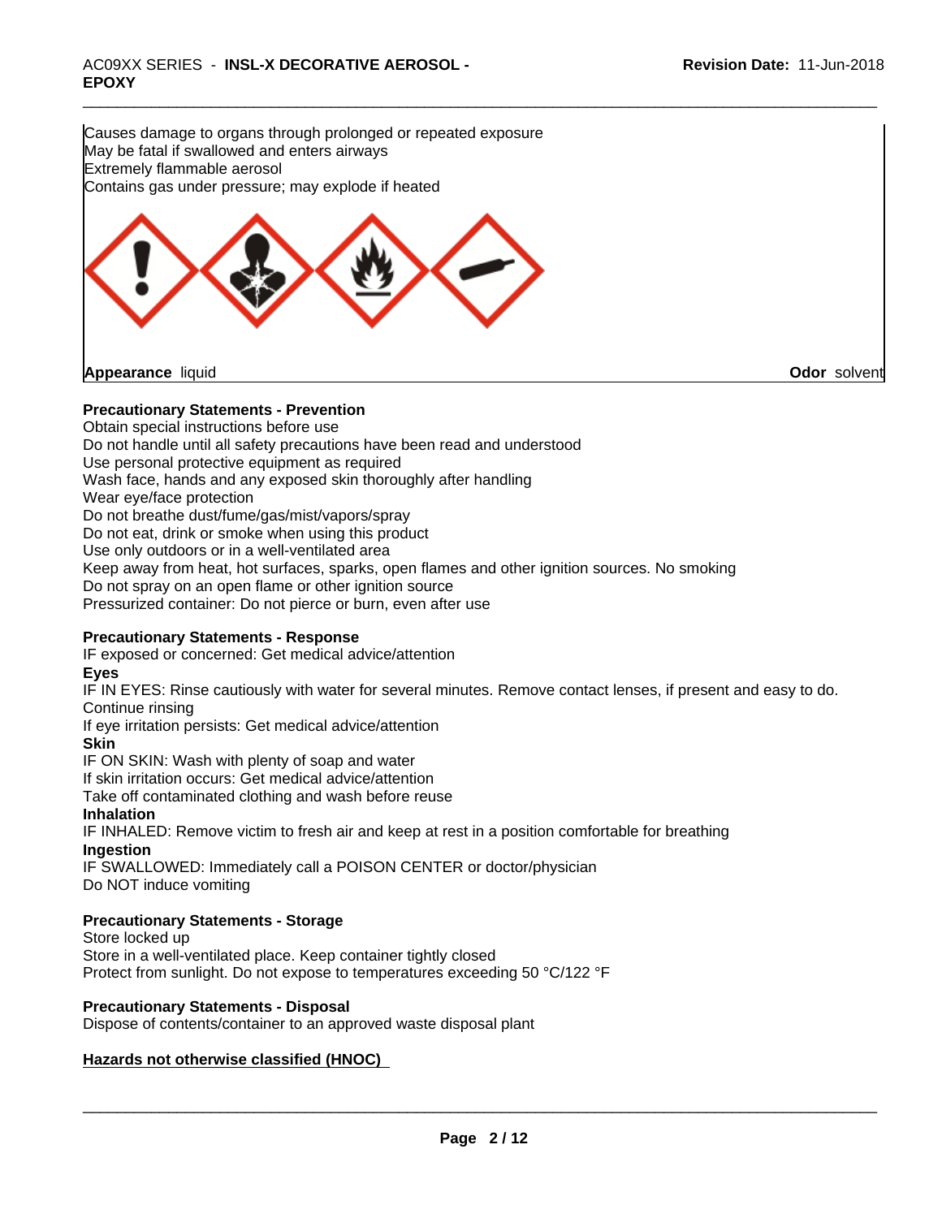Causes damage to organs through prolonged or repeated exposure
May be fatal if swallowed and enters airways
Extremely flammable aerosol
Contains gas under pressure; may explode if heated

**Appearance** liquid **Odor** solvent

**Precautionary Statements - Prevention**

Obtain special instructions before use
Do not handle until all safety precautions have been read and understood
Use personal protective equipment as required
Wash face, hands and any exposed skin thoroughly after handling
Wear eye/face protection
Do not breathe dust/fume/gas/mist/vapors/spray
Do not eat, drink or smoke when using this product
Use only outdoors or in a well-ventilated area
Keep away from heat, hot surfaces, sparks, open flames and other ignition sources. No smoking
Do not spray on an open flame or other ignition source
Pressurized container: Do not pierce or burn, even after use

**Precautionary Statements - Response**

IF exposed or concerned: Get medical advice/attention

**Eyes**

IF IN EYES: Rinse cautiously with water for several minutes. Remove contact lenses, if present and easy to do. Continue rinsing
If eye irritation persists: Get medical advice/attention

**Skin**

IF ON SKIN: Wash with plenty of soap and water
If skin irritation occurs: Get medical advice/attention
Take off contaminated clothing and wash before reuse

**Inhalation**

IF INHALED: Remove victim to fresh air and keep at rest in a position comfortable for breathing

**Ingestion**

IF SWALLOWED: Immediately call a POISON CENTER or doctor/physician
Do NOT induce vomiting

**Precautionary Statements - Storage**

Store locked up
Store in a well-ventilated place. Keep container tightly closed
Protect from sunlight. Do not expose to temperatures exceeding 50 °C/122 °F

**Precautionary Statements - Disposal**

Dispose of contents/container to an approved waste disposal plant

**Hazards not otherwise classified (HNOC)**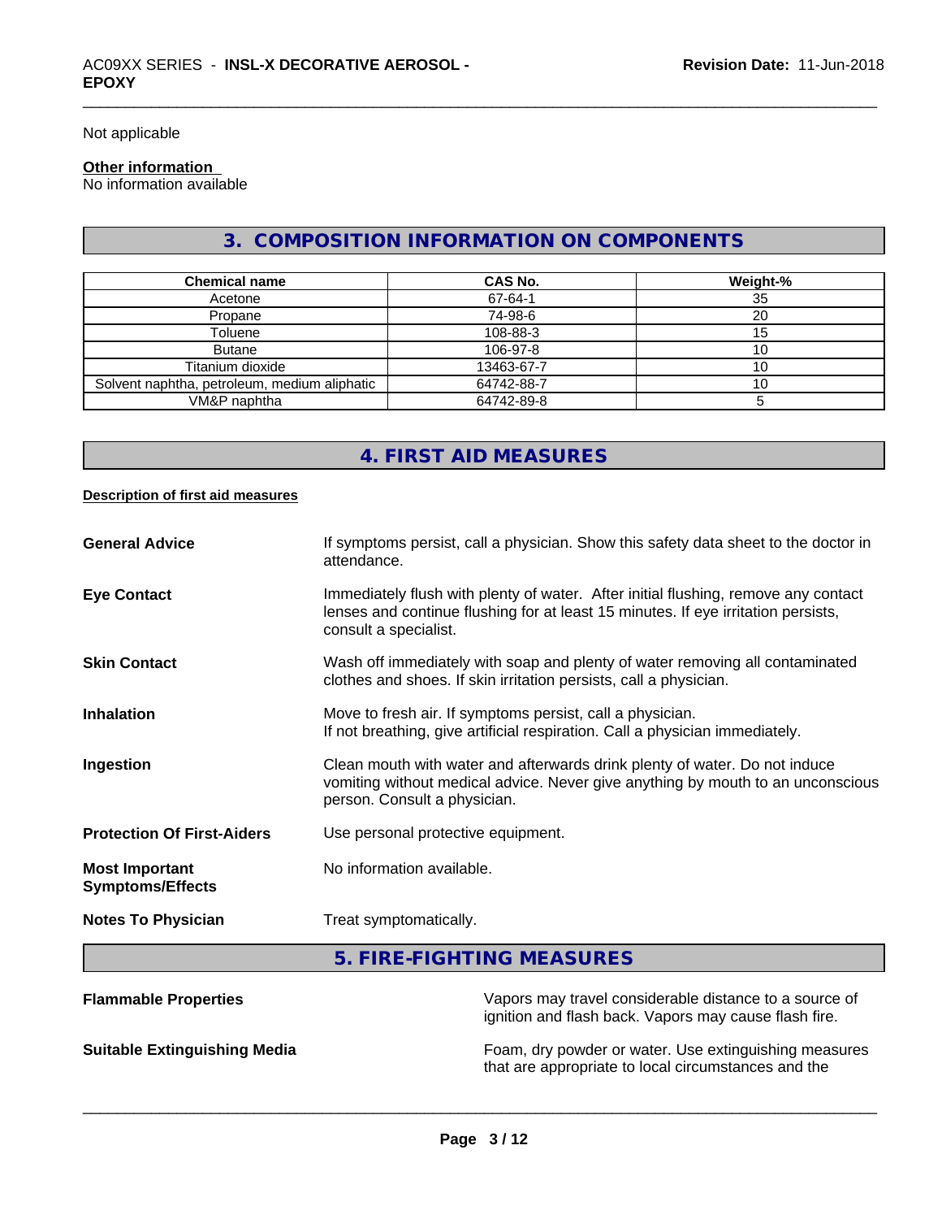Not applicable

**Other information**
No information available

## 3. COMPOSITION INFORMATION ON COMPONENTS

| Chemical name | CAS No. | Weight-% |
|---|---|---|
| Acetone | 67-64-1 | 35 |
| Propane | 74-98-6 | 20 |
| Toluene | 108-88-3 | 15 |
| Butane | 106-97-8 | 10 |
| Titanium dioxide | 13463-67-7 | 10 |
| Solvent naphtha, petroleum, medium aliphatic | 64742-88-7 | 10 |
| VM&P naphtha | 64742-89-8 | 5 |

## 4. FIRST AID MEASURES

**Description of first aid measures**

**General Advice**
If symptoms persist, call a physician. Show this safety data sheet to the doctor in attendance.

**Eye Contact**
Immediately flush with plenty of water. After initial flushing, remove any contact lenses and continue flushing for at least 15 minutes. If eye irritation persists, consult a specialist.

**Skin Contact**
Wash off immediately with soap and plenty of water removing all contaminated clothes and shoes. If skin irritation persists, call a physician.

**Inhalation**
Move to fresh air. If symptoms persist, call a physician.
If not breathing, give artificial respiration. Call a physician immediately.

**Ingestion**
Clean mouth with water and afterwards drink plenty of water. Do not induce vomiting without medical advice. Never give anything by mouth to an unconscious person. Consult a physician.

**Protection Of First-Aiders**
Use personal protective equipment.

**Most Important Symptoms/Effects**
No information available.

**Notes To Physician**
Treat symptomatically.

## 5. FIRE-FIGHTING MEASURES

**Flammable Properties**
Vapors may travel considerable distance to a source of ignition and flash back. Vapors may cause flash fire.

**Suitable Extinguishing Media**
Foam, dry powder or water. Use extinguishing measures that are appropriate to local circumstances and the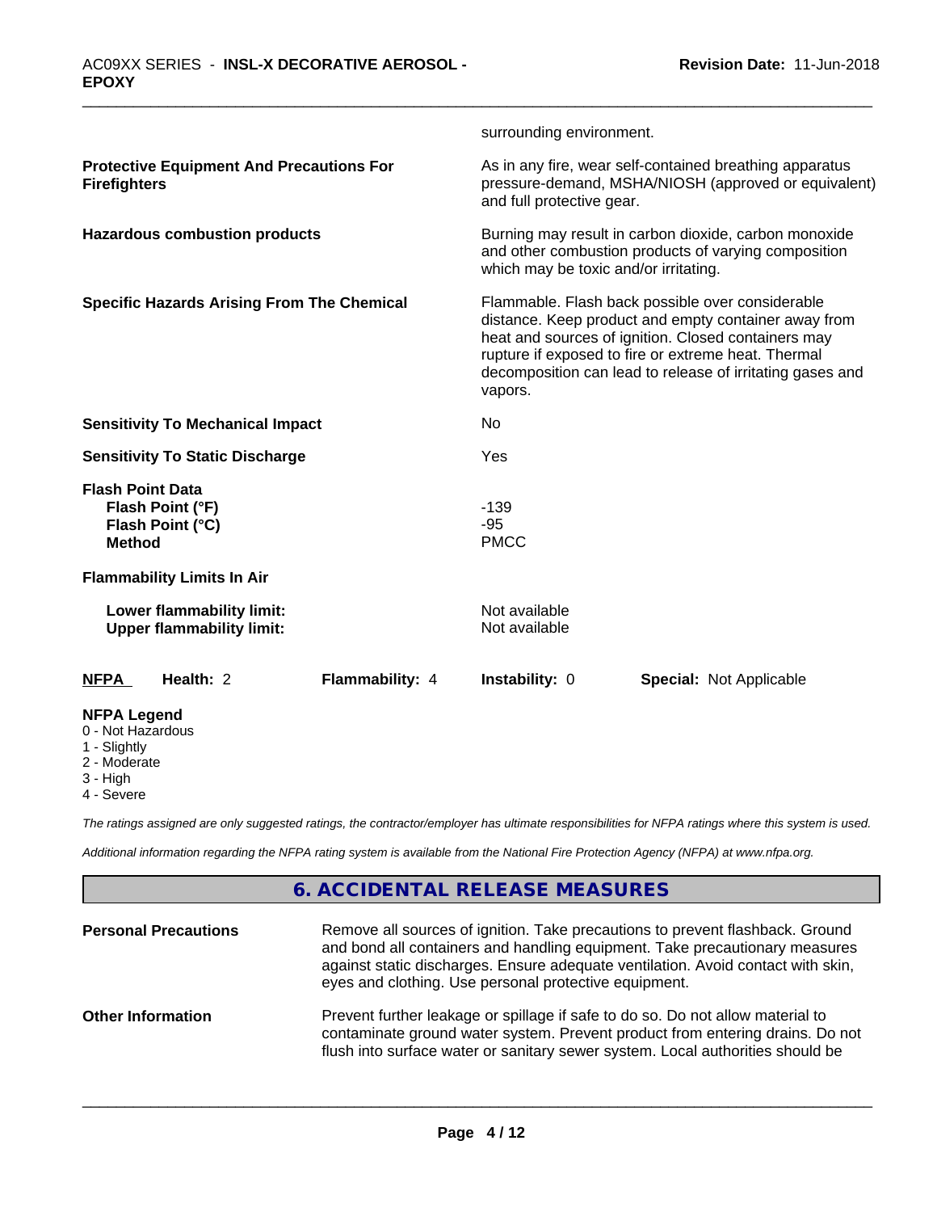surrounding environment.

| | |
|---|---|
| **Protective Equipment And Precautions For Firefighters** | As in any fire, wear self-contained breathing apparatus pressure-demand, MSHA/NIOSH (approved or equivalent) and full protective gear. |
| **Hazardous combustion products** | Burning may result in carbon dioxide, carbon monoxide and other combustion products of varying composition which may be toxic and/or irritating. |
| **Specific Hazards Arising From The Chemical** | Flammable. Flash back possible over considerable distance. Keep product and empty container away from heat and sources of ignition. Closed containers may rupture if exposed to fire or extreme heat. Thermal decomposition can lead to release of irritating gases and vapors. |
| **Sensitivity To Mechanical Impact** | No |
| **Sensitivity To Static Discharge** | Yes |

**Flash Point Data**

| | |
|---|---|
| **Flash Point (°F)** | -139 |
| **Flash Point (°C)** | -95 |
| **Method** | PMCC |

**Flammability Limits In Air**

| | |
|---|---|
| **Lower flammability limit:** | Not available |
| **Upper flammability limit:** | Not available |

| **NFPA** | **Health:** 2 | **Flammability:** 4 | **Instability:** 0 | **Special:** Not Applicable |
|---|---|---|---|---|

**NFPA Legend**
- 0 - Not Hazardous
- 1 - Slightly
- 2 - Moderate
- 3 - High
- 4 - Severe

*The ratings assigned are only suggested ratings, the contractor/employer has ultimate responsibilities for NFPA ratings where this system is used.*

*Additional information regarding the NFPA rating system is available from the National Fire Protection Agency (NFPA) at www.nfpa.org.*

## 6. ACCIDENTAL RELEASE MEASURES

| | |
|---|---|
| **Personal Precautions** | Remove all sources of ignition. Take precautions to prevent flashback. Ground and bond all containers and handling equipment. Take precautionary measures against static discharges. Ensure adequate ventilation. Avoid contact with skin, eyes and clothing. Use personal protective equipment. |
| **Other Information** | Prevent further leakage or spillage if safe to do so. Do not allow material to contaminate ground water system. Prevent product from entering drains. Do not flush into surface water or sanitary sewer system. Local authorities should be |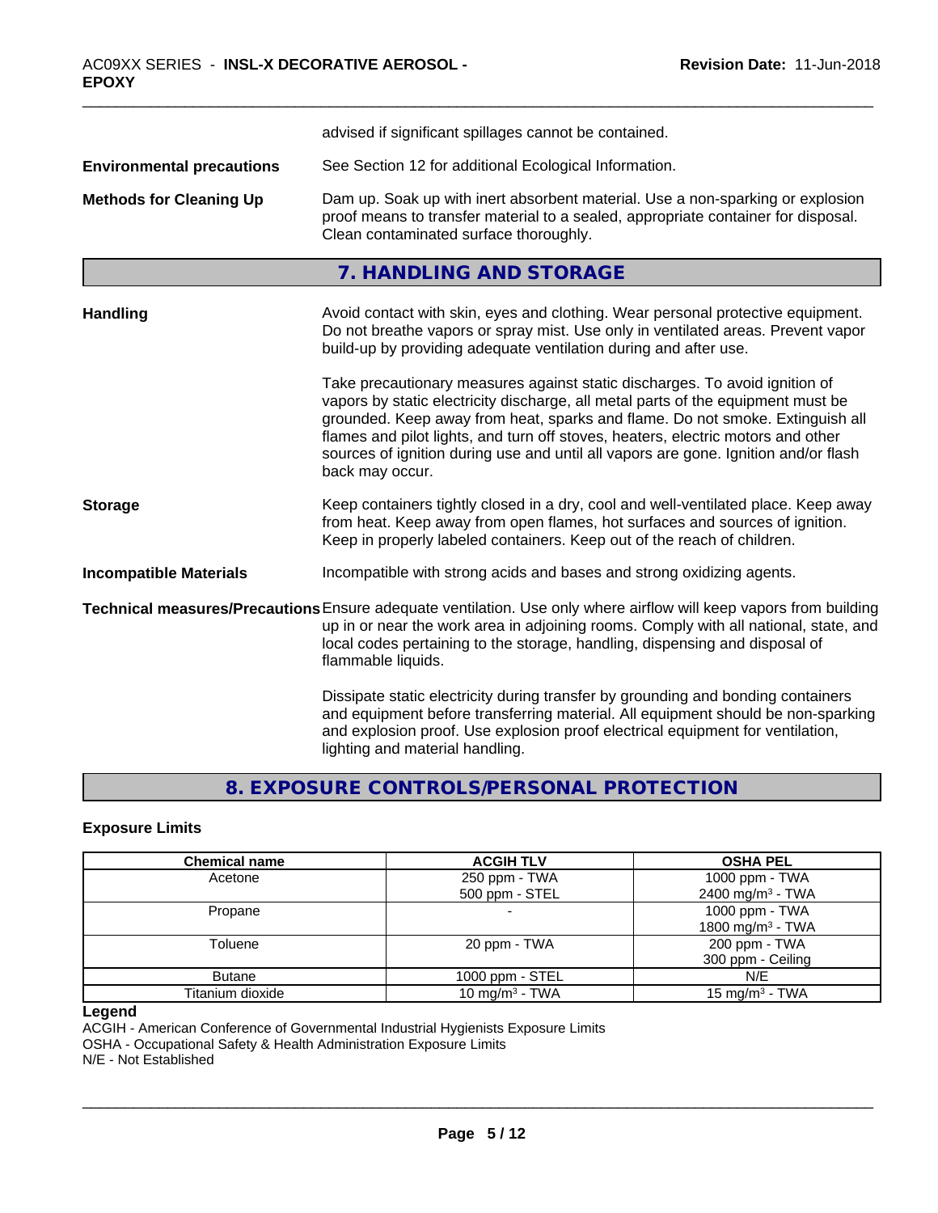advised if significant spillages cannot be contained.

**Environmental precautions** See Section 12 for additional Ecological Information.

**Methods for Cleaning Up** Dam up. Soak up with inert absorbent material. Use a non-sparking or explosion proof means to transfer material to a sealed, appropriate container for disposal. Clean contaminated surface thoroughly.

## 7. HANDLING AND STORAGE

**Handling** Avoid contact with skin, eyes and clothing. Wear personal protective equipment. Do not breathe vapors or spray mist. Use only in ventilated areas. Prevent vapor build-up by providing adequate ventilation during and after use.

Take precautionary measures against static discharges. To avoid ignition of vapors by static electricity discharge, all metal parts of the equipment must be grounded. Keep away from heat, sparks and flame. Do not smoke. Extinguish all flames and pilot lights, and turn off stoves, heaters, electric motors and other sources of ignition during use and until all vapors are gone. Ignition and/or flash back may occur.

**Storage** Keep containers tightly closed in a dry, cool and well-ventilated place. Keep away from heat. Keep away from open flames, hot surfaces and sources of ignition. Keep in properly labeled containers. Keep out of the reach of children.

**Incompatible Materials** Incompatible with strong acids and bases and strong oxidizing agents.

**Technical measures/Precautions** Ensure adequate ventilation. Use only where airflow will keep vapors from building up in or near the work area in adjoining rooms. Comply with all national, state, and local codes pertaining to the storage, handling, dispensing and disposal of flammable liquids.

Dissipate static electricity during transfer by grounding and bonding containers and equipment before transferring material. All equipment should be non-sparking and explosion proof. Use explosion proof electrical equipment for ventilation, lighting and material handling.

## 8. EXPOSURE CONTROLS/PERSONAL PROTECTION

### Exposure Limits

| Chemical name | ACGIH TLV | OSHA PEL |
|---|---|---|
| Acetone | 250 ppm - TWA<br>500 ppm - STEL | 1000 ppm - TWA<br>2400 mg/m³ - TWA |
| Propane | - | 1000 ppm - TWA<br>1800 mg/m³ - TWA |
| Toluene | 20 ppm - TWA | 200 ppm - TWA<br>300 ppm - Ceiling |
| Butane | 1000 ppm - STEL | N/E |
| Titanium dioxide | 10 mg/m³ - TWA | 15 mg/m³ - TWA |

**Legend**

ACGIH - American Conference of Governmental Industrial Hygienists Exposure Limits
OSHA - Occupational Safety & Health Administration Exposure Limits
N/E - Not Established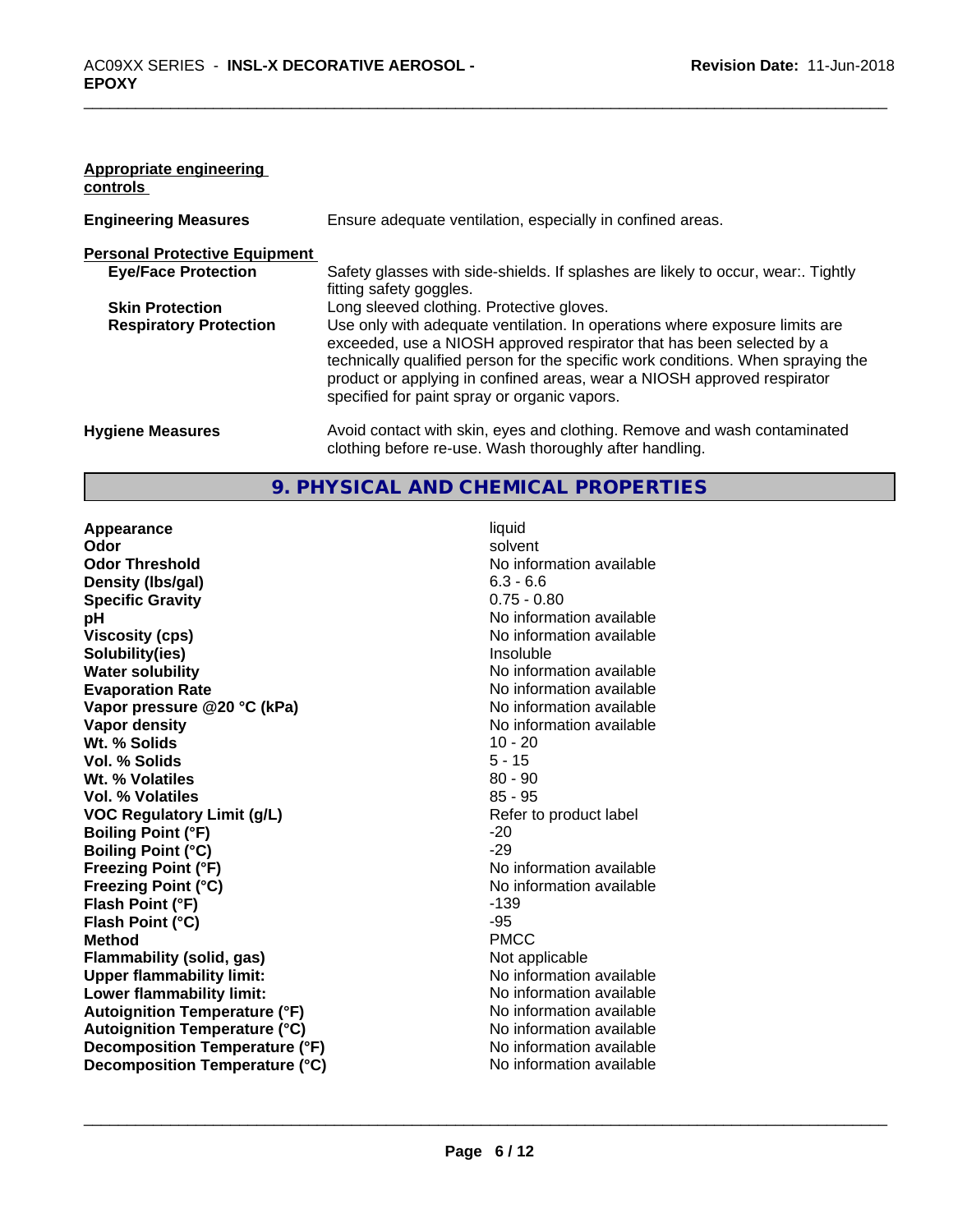**Appropriate engineering controls**

| | |
|---|---|
| **Engineering Measures** | Ensure adequate ventilation, especially in confined areas. |

**Personal Protective Equipment**

| | |
|---|---|
| **Eye/Face Protection** | Safety glasses with side-shields. If splashes are likely to occur, wear:. Tightly fitting safety goggles. |
| **Skin Protection** | Long sleeved clothing. Protective gloves. |
| **Respiratory Protection** | Use only with adequate ventilation. In operations where exposure limits are exceeded, use a NIOSH approved respirator that has been selected by a technically qualified person for the specific work conditions. When spraying the product or applying in confined areas, wear a NIOSH approved respirator specified for paint spray or organic vapors. |
| **Hygiene Measures** | Avoid contact with skin, eyes and clothing. Remove and wash contaminated clothing before re-use. Wash thoroughly after handling. |

## 9. PHYSICAL AND CHEMICAL PROPERTIES

| | |
|---|---|
| **Appearance** | liquid |
| **Odor** | solvent |
| **Odor Threshold** | No information available |
| **Density (lbs/gal)** | 6.3 - 6.6 |
| **Specific Gravity** | 0.75 - 0.80 |
| **pH** | No information available |
| **Viscosity (cps)** | No information available |
| **Solubility(ies)** | Insoluble |
| **Water solubility** | No information available |
| **Evaporation Rate** | No information available |
| **Vapor pressure @20 °C (kPa)** | No information available |
| **Vapor density** | No information available |
| **Wt. % Solids** | 10 - 20 |
| **Vol. % Solids** | 5 - 15 |
| **Wt. % Volatiles** | 80 - 90 |
| **Vol. % Volatiles** | 85 - 95 |
| **VOC Regulatory Limit (g/L)** | Refer to product label |
| **Boiling Point (°F)** | -20 |
| **Boiling Point (°C)** | -29 |
| **Freezing Point (°F)** | No information available |
| **Freezing Point (°C)** | No information available |
| **Flash Point (°F)** | -139 |
| **Flash Point (°C)** | -95 |
| **Method** | PMCC |
| **Flammability (solid, gas)** | Not applicable |
| **Upper flammability limit:** | No information available |
| **Lower flammability limit:** | No information available |
| **Autoignition Temperature (°F)** | No information available |
| **Autoignition Temperature (°C)** | No information available |
| **Decomposition Temperature (°F)** | No information available |
| **Decomposition Temperature (°C)** | No information available |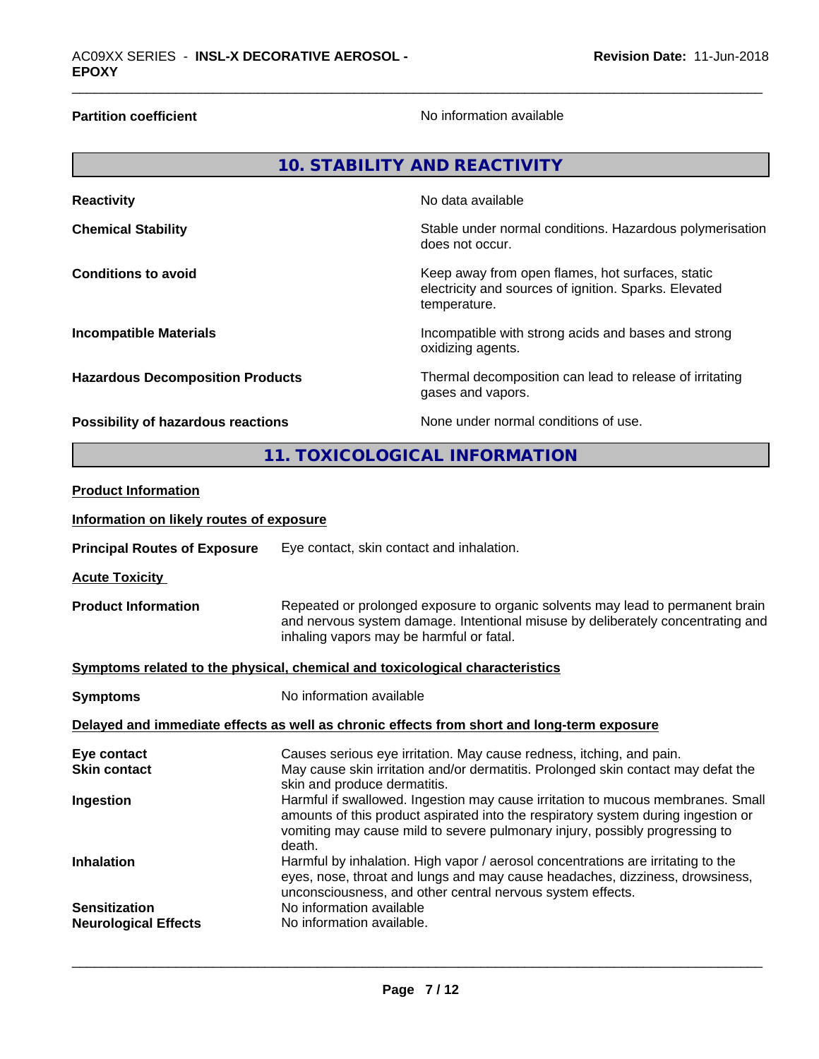**Partition coefficient** No information available

## 10. STABILITY AND REACTIVITY

| | |
|---|---|
| **Reactivity** | No data available |
| **Chemical Stability** | Stable under normal conditions. Hazardous polymerisation does not occur. |
| **Conditions to avoid** | Keep away from open flames, hot surfaces, static electricity and sources of ignition. Sparks. Elevated temperature. |
| **Incompatible Materials** | Incompatible with strong acids and bases and strong oxidizing agents. |
| **Hazardous Decomposition Products** | Thermal decomposition can lead to release of irritating gases and vapors. |
| **Possibility of hazardous reactions** | None under normal conditions of use. |

## 11. TOXICOLOGICAL INFORMATION

**Product Information**

**Information on likely routes of exposure**

**Principal Routes of Exposure** Eye contact, skin contact and inhalation.

**Acute Toxicity**

**Product Information** Repeated or prolonged exposure to organic solvents may lead to permanent brain and nervous system damage. Intentional misuse by deliberately concentrating and inhaling vapors may be harmful or fatal.

**Symptoms related to the physical, chemical and toxicological characteristics**

**Symptoms** No information available

**Delayed and immediate effects as well as chronic effects from short and long-term exposure**

| | |
|---|---|
| **Eye contact** | Causes serious eye irritation. May cause redness, itching, and pain. |
| **Skin contact** | May cause skin irritation and/or dermatitis. Prolonged skin contact may defat the skin and produce dermatitis. |
| **Ingestion** | Harmful if swallowed. Ingestion may cause irritation to mucous membranes. Small amounts of this product aspirated into the respiratory system during ingestion or vomiting may cause mild to severe pulmonary injury, possibly progressing to death. |
| **Inhalation** | Harmful by inhalation. High vapor / aerosol concentrations are irritating to the eyes, nose, throat and lungs and may cause headaches, dizziness, drowsiness, unconsciousness, and other central nervous system effects. |
| **Sensitization** | No information available |
| **Neurological Effects** | No information available. |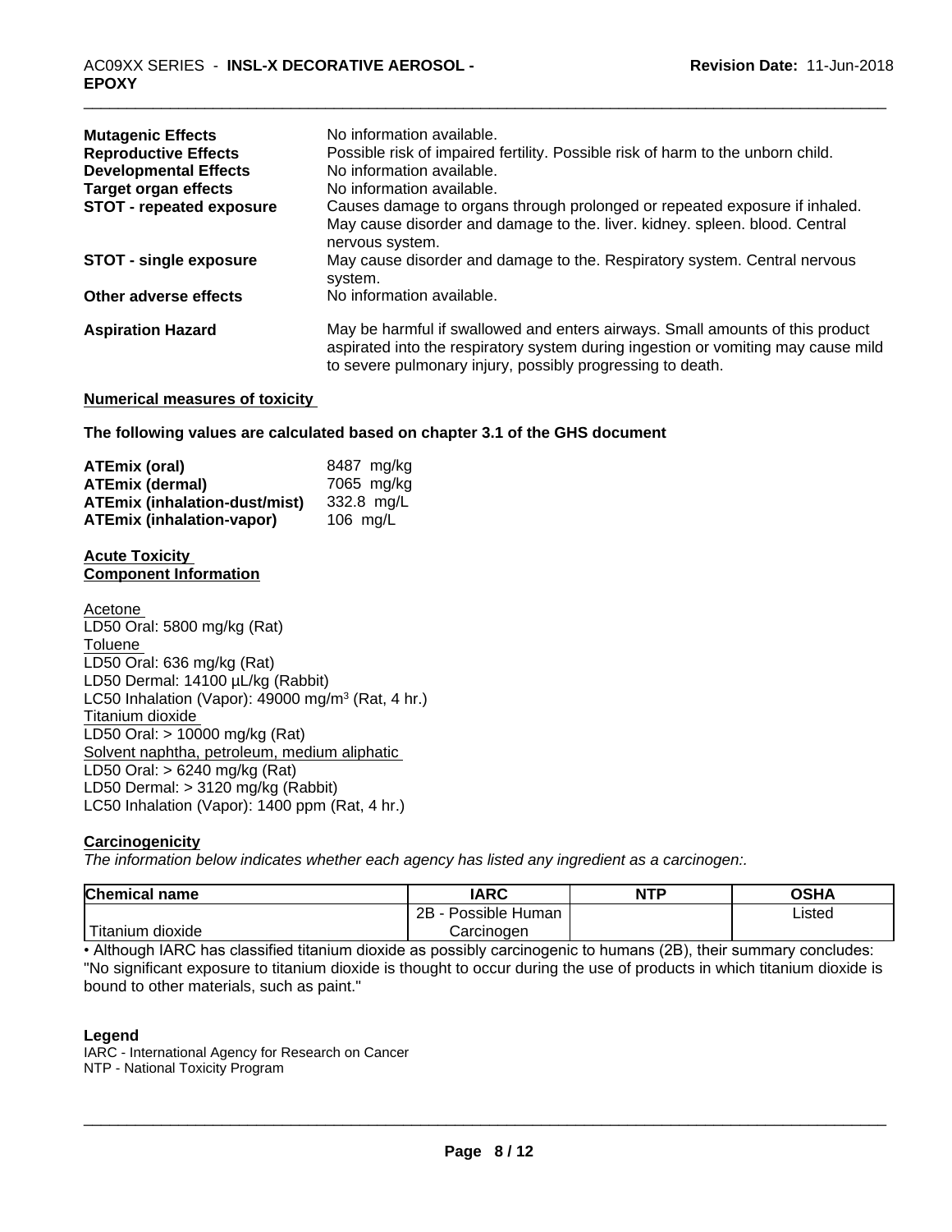**Mutagenic Effects** No information available.
**Reproductive Effects** Possible risk of impaired fertility. Possible risk of harm to the unborn child.
**Developmental Effects** No information available.
**Target organ effects** No information available.
**STOT - repeated exposure** Causes damage to organs through prolonged or repeated exposure if inhaled. May cause disorder and damage to the. liver. kidney. spleen. blood. Central nervous system.
**STOT - single exposure** May cause disorder and damage to the. Respiratory system. Central nervous system.
**Other adverse effects** No information available.

**Aspiration Hazard** May be harmful if swallowed and enters airways. Small amounts of this product aspirated into the respiratory system during ingestion or vomiting may cause mild to severe pulmonary injury, possibly progressing to death.

**Numerical measures of toxicity**

**The following values are calculated based on chapter 3.1 of the GHS document**

**ATEmix (oral)** 8487 mg/kg
**ATEmix (dermal)** 7065 mg/kg
**ATEmix (inhalation-dust/mist)** 332.8 mg/L
**ATEmix (inhalation-vapor)** 106 mg/L

**Acute Toxicity**
**Component Information**

Acetone
LD50 Oral: 5800 mg/kg (Rat)
Toluene
LD50 Oral: 636 mg/kg (Rat)
LD50 Dermal: 14100 µL/kg (Rabbit)
LC50 Inhalation (Vapor): 49000 mg/m$^3$ (Rat, 4 hr.)
Titanium dioxide
LD50 Oral: > 10000 mg/kg (Rat)
Solvent naphtha, petroleum, medium aliphatic
LD50 Oral: > 6240 mg/kg (Rat)
LD50 Dermal: > 3120 mg/kg (Rabbit)
LC50 Inhalation (Vapor): 1400 ppm (Rat, 4 hr.)

**Carcinogenicity**

*The information below indicates whether each agency has listed any ingredient as a carcinogen:.*

| Chemical name | IARC | NTP | OSHA |
|---|---|---|---|
| Titanium dioxide | 2B - Possible Human Carcinogen | | Listed |

• Although IARC has classified titanium dioxide as possibly carcinogenic to humans (2B), their summary concludes: "No significant exposure to titanium dioxide is thought to occur during the use of products in which titanium dioxide is bound to other materials, such as paint."

**Legend**
IARC - International Agency for Research on Cancer
NTP - National Toxicity Program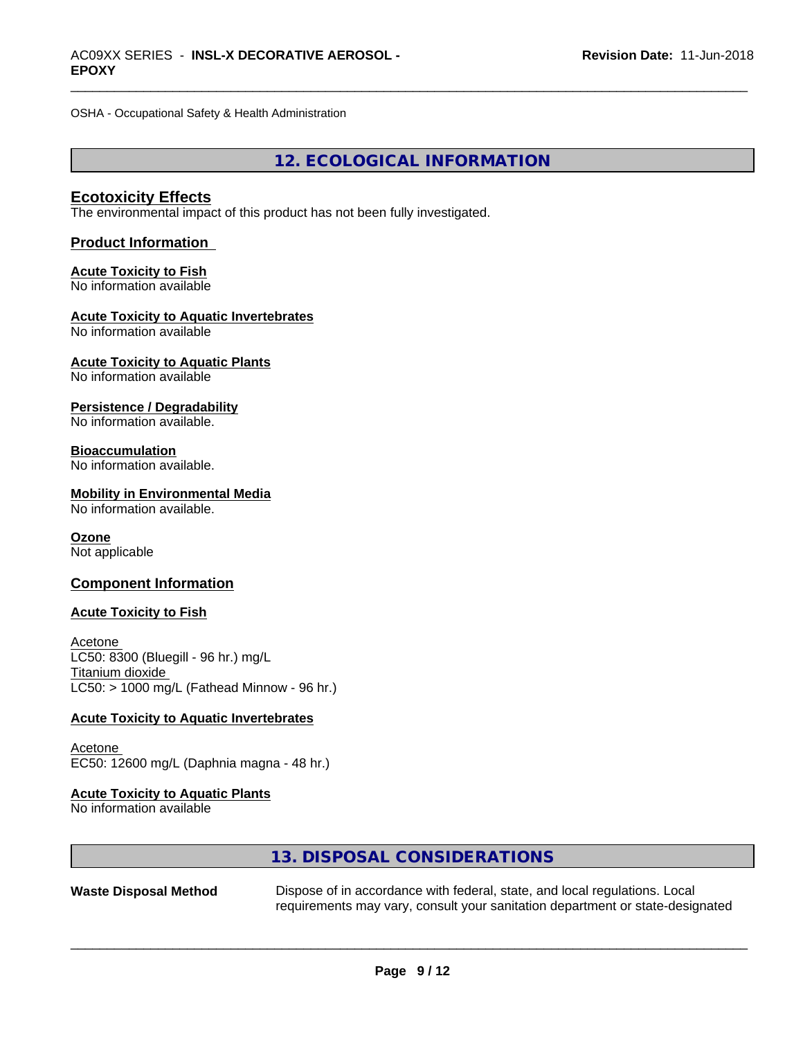OSHA - Occupational Safety & Health Administration

## 12. ECOLOGICAL INFORMATION

### Ecotoxicity Effects

The environmental impact of this product has not been fully investigated.

### Product Information

**Acute Toxicity to Fish**
No information available

**Acute Toxicity to Aquatic Invertebrates**
No information available

**Acute Toxicity to Aquatic Plants**
No information available

**Persistence / Degradability**
No information available.

**Bioaccumulation**
No information available.

**Mobility in Environmental Media**
No information available.

**Ozone**
Not applicable

### Component Information

**Acute Toxicity to Fish**

Acetone
LC50: 8300 (Bluegill - 96 hr.) mg/L
Titanium dioxide
LC50: > 1000 mg/L (Fathead Minnow - 96 hr.)

**Acute Toxicity to Aquatic Invertebrates**

Acetone
EC50: 12600 mg/L (Daphnia magna - 48 hr.)

**Acute Toxicity to Aquatic Plants**
No information available

## 13. DISPOSAL CONSIDERATIONS

**Waste Disposal Method** Dispose of in accordance with federal, state, and local regulations. Local requirements may vary, consult your sanitation department or state-designated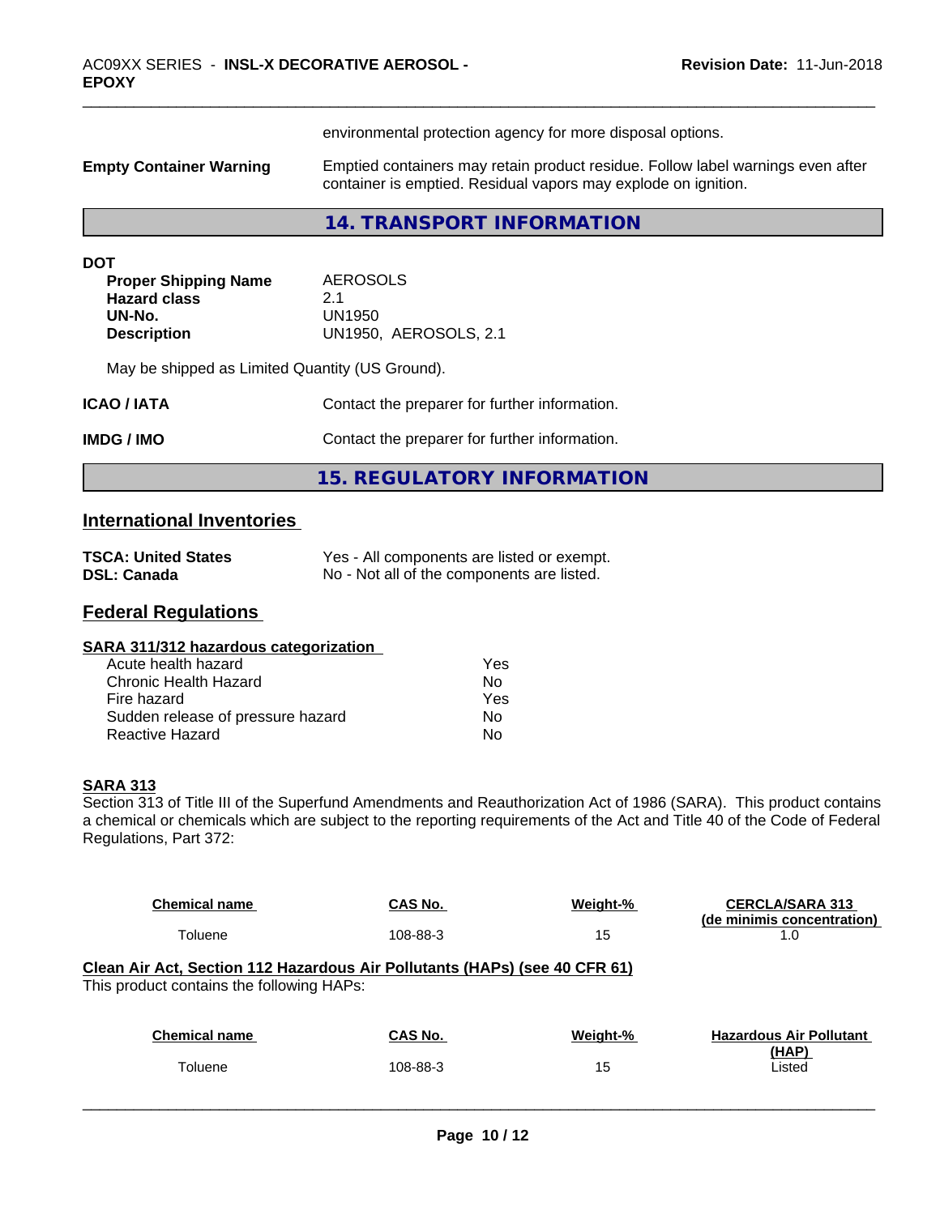environmental protection agency for more disposal options.

**Empty Container Warning** Emptied containers may retain product residue. Follow label warnings even after container is emptied. Residual vapors may explode on ignition.

## 14. TRANSPORT INFORMATION

**DOT**

| | |
|---|---|
| **Proper Shipping Name** | AEROSOLS |
| **Hazard class** | 2.1 |
| **UN-No.** | UN1950 |
| **Description** | UN1950, AEROSOLS, 2.1 |

May be shipped as Limited Quantity (US Ground).

**ICAO / IATA** Contact the preparer for further information.

**IMDG / IMO** Contact the preparer for further information.

## 15. REGULATORY INFORMATION

### International Inventories

| | |
|---|---|
| **TSCA: United States** | Yes - All components are listed or exempt. |
| **DSL: Canada** | No - Not all of the components are listed. |

### Federal Regulations

**SARA 311/312 hazardous categorization**

| | |
|---|---|
| Acute health hazard | Yes |
| Chronic Health Hazard | No |
| Fire hazard | Yes |
| Sudden release of pressure hazard | No |
| Reactive Hazard | No |

**SARA 313**

Section 313 of Title III of the Superfund Amendments and Reauthorization Act of 1986 (SARA). This product contains a chemical or chemicals which are subject to the reporting requirements of the Act and Title 40 of the Code of Federal Regulations, Part 372:

| Chemical name | CAS No. | Weight-% | CERCLA/SARA 313 (de minimis concentration) |
|---|---|---|---|
| Toluene | 108-88-3 | 15 | 1.0 |

**Clean Air Act, Section 112 Hazardous Air Pollutants (HAPs) (see 40 CFR 61)**

This product contains the following HAPs:

| Chemical name | CAS No. | Weight-% | Hazardous Air Pollutant (HAP) |
|---|---|---|---|
| Toluene | 108-88-3 | 15 | Listed |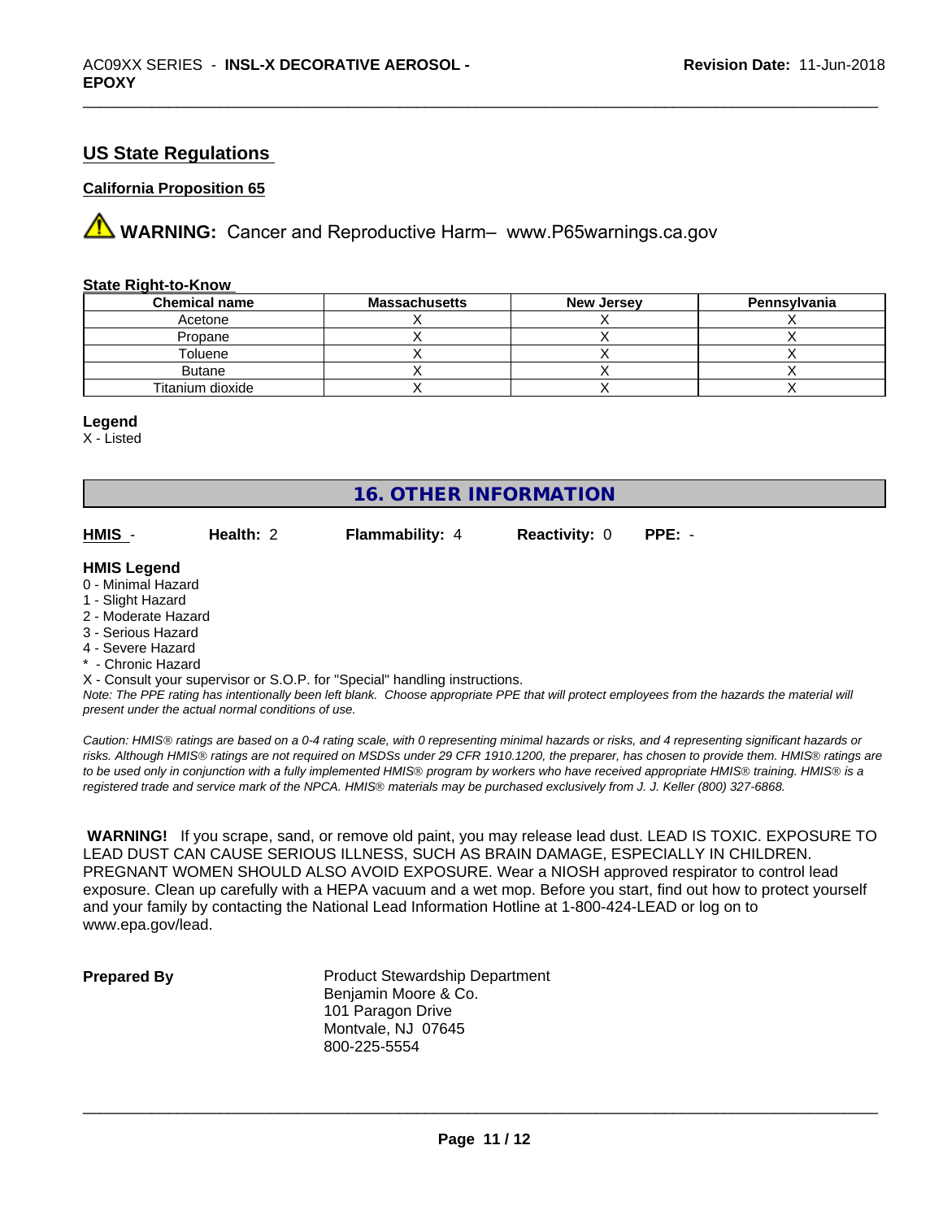## US State Regulations

**California Proposition 65**

⚠ **WARNING:** Cancer and Reproductive Harm– www.P65warnings.ca.gov

**State Right-to-Know**

| Chemical name | Massachusetts | New Jersey | Pennsylvania |
|---|---|---|---|
| Acetone | X | X | X |
| Propane | X | X | X |
| Toluene | X | X | X |
| Butane | X | X | X |
| Titanium dioxide | X | X | X |

**Legend**

X - Listed

# 16. OTHER INFORMATION

**HMIS** - **Health:** 2 **Flammability:** 4 **Reactivity:** 0 **PPE:** -

**HMIS Legend**

0 - Minimal Hazard
1 - Slight Hazard
2 - Moderate Hazard
3 - Serious Hazard
4 - Severe Hazard
* - Chronic Hazard
X - Consult your supervisor or S.O.P. for "Special" handling instructions.

*Note: The PPE rating has intentionally been left blank. Choose appropriate PPE that will protect employees from the hazards the material will present under the actual normal conditions of use.*

*Caution: HMIS® ratings are based on a 0-4 rating scale, with 0 representing minimal hazards or risks, and 4 representing significant hazards or risks. Although HMIS® ratings are not required on MSDSs under 29 CFR 1910.1200, the preparer, has chosen to provide them. HMIS® ratings are to be used only in conjunction with a fully implemented HMIS® program by workers who have received appropriate HMIS® training. HMIS® is a registered trade and service mark of the NPCA. HMIS® materials may be purchased exclusively from J. J. Keller (800) 327-6868.*

**WARNING!** If you scrape, sand, or remove old paint, you may release lead dust. LEAD IS TOXIC. EXPOSURE TO LEAD DUST CAN CAUSE SERIOUS ILLNESS, SUCH AS BRAIN DAMAGE, ESPECIALLY IN CHILDREN. PREGNANT WOMEN SHOULD ALSO AVOID EXPOSURE. Wear a NIOSH approved respirator to control lead exposure. Clean up carefully with a HEPA vacuum and a wet mop. Before you start, find out how to protect yourself and your family by contacting the National Lead Information Hotline at 1-800-424-LEAD or log on to www.epa.gov/lead.

**Prepared By**

Product Stewardship Department
Benjamin Moore & Co.
101 Paragon Drive
Montvale, NJ 07645
800-225-5554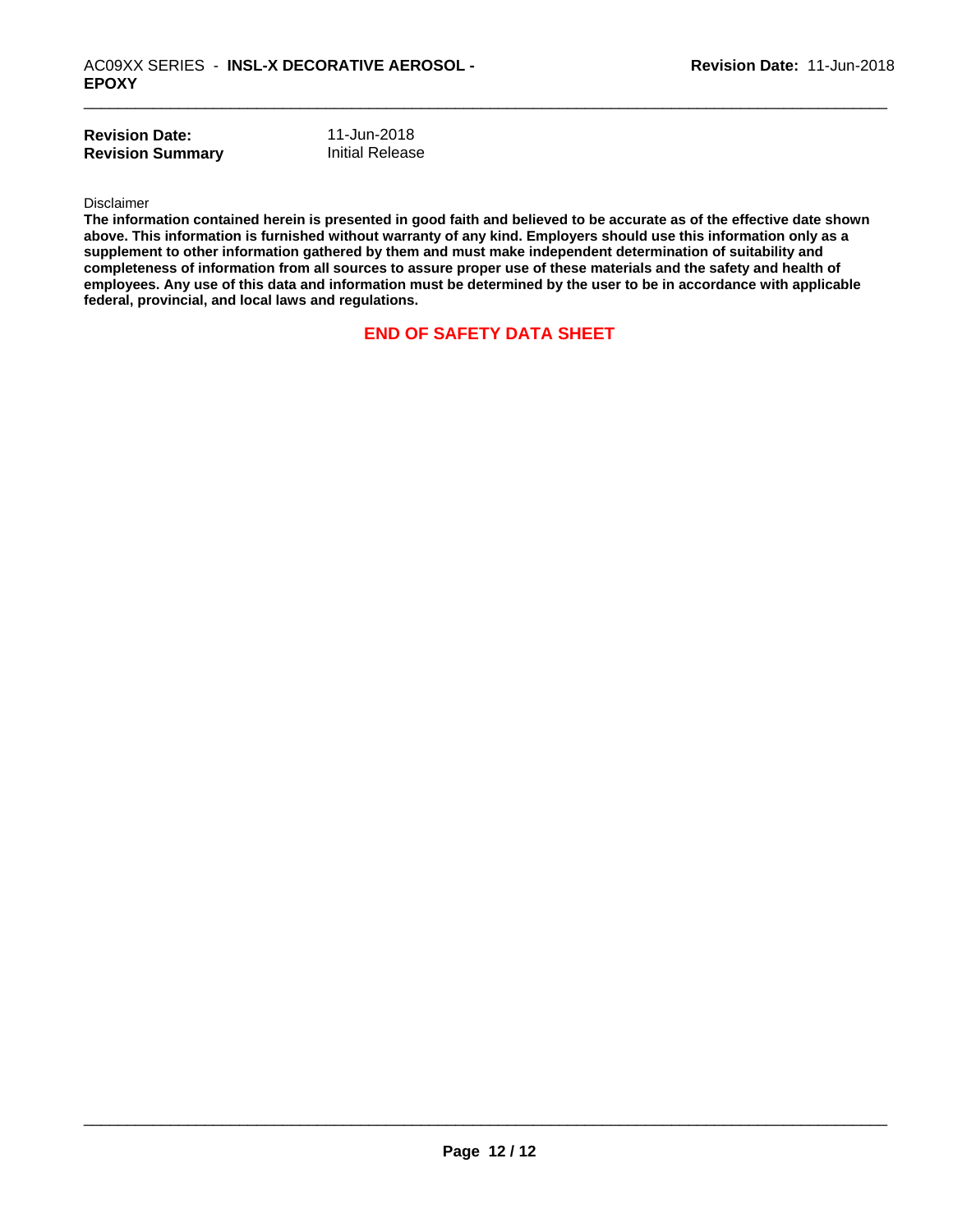**Revision Date:** 11-Jun-2018
**Revision Summary** Initial Release

Disclaimer

**The information contained herein is presented in good faith and believed to be accurate as of the effective date shown above. This information is furnished without warranty of any kind. Employers should use this information only as a supplement to other information gathered by them and must make independent determination of suitability and completeness of information from all sources to assure proper use of these materials and the safety and health of employees. Any use of this data and information must be determined by the user to be in accordance with applicable federal, provincial, and local laws and regulations.**

**END OF SAFETY DATA SHEET**